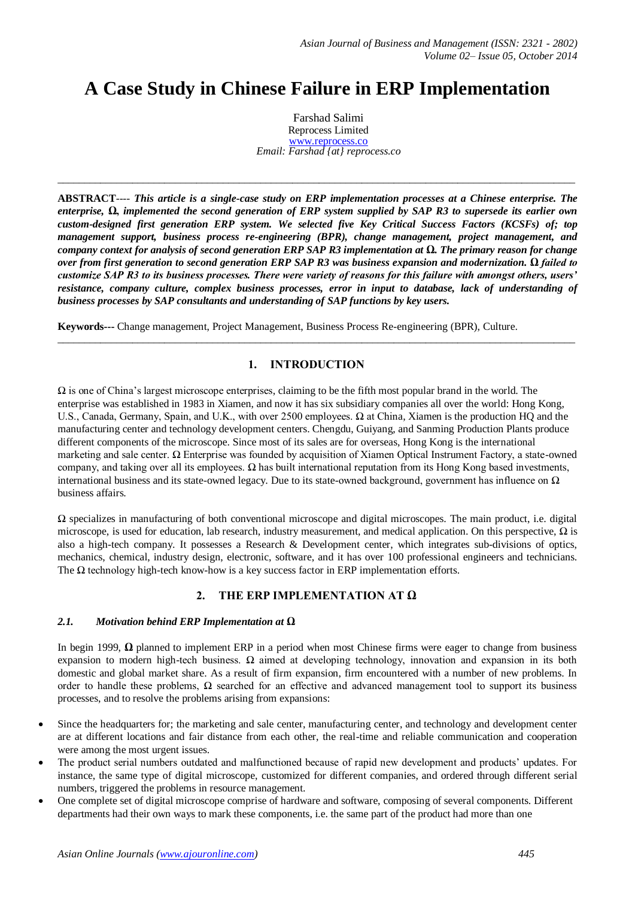# A Case Study in Chinese Failure in ERP Implementation

Farshad Salimi
Reprocess Limited
www.reprocess.co
*Email: Farshad {at} reprocess.co*

---

**ABSTRACT----** ***This article is a single-case study on ERP implementation processes at a Chinese enterprise. The enterprise, Ω, implemented the second generation of ERP system supplied by SAP R3 to supersede its earlier own custom-designed first generation ERP system. We selected five Key Critical Success Factors (KCSFs) of; top management support, business process re-engineering (BPR), change management, project management, and company context for analysis of second generation ERP SAP R3 implementation at Ω. The primary reason for change over from first generation to second generation ERP SAP R3 was business expansion and modernization. Ω failed to customize SAP R3 to its business processes. There were variety of reasons for this failure with amongst others, users' resistance, company culture, complex business processes, error in input to database, lack of understanding of business processes by SAP consultants and understanding of SAP functions by key users.***

**Keywords---** Change management, Project Management, Business Process Re-engineering (BPR), Culture.

---

## 1. INTRODUCTION

Ω is one of China's largest microscope enterprises, claiming to be the fifth most popular brand in the world. The enterprise was established in 1983 in Xiamen, and now it has six subsidiary companies all over the world: Hong Kong, U.S., Canada, Germany, Spain, and U.K., with over 2500 employees. Ω at China, Xiamen is the production HQ and the manufacturing center and technology development centers. Chengdu, Guiyang, and Sanming Production Plants produce different components of the microscope. Since most of its sales are for overseas, Hong Kong is the international marketing and sale center. Ω Enterprise was founded by acquisition of Xiamen Optical Instrument Factory, a state-owned company, and taking over all its employees. Ω has built international reputation from its Hong Kong based investments, international business and its state-owned legacy. Due to its state-owned background, government has influence on Ω business affairs.

Ω specializes in manufacturing of both conventional microscope and digital microscopes. The main product, i.e. digital microscope, is used for education, lab research, industry measurement, and medical application. On this perspective, Ω is also a high-tech company. It possesses a Research & Development center, which integrates sub-divisions of optics, mechanics, chemical, industry design, electronic, software, and it has over 100 professional engineers and technicians. The Ω technology high-tech know-how is a key success factor in ERP implementation efforts.

## 2. THE ERP IMPLEMENTATION AT Ω

### *2.1. Motivation behind ERP Implementation at Ω*

In begin 1999, **Ω** planned to implement ERP in a period when most Chinese firms were eager to change from business expansion to modern high-tech business. Ω aimed at developing technology, innovation and expansion in its both domestic and global market share. As a result of firm expansion, firm encountered with a number of new problems. In order to handle these problems, Ω searched for an effective and advanced management tool to support its business processes, and to resolve the problems arising from expansions:

- Since the headquarters for; the marketing and sale center, manufacturing center, and technology and development center are at different locations and fair distance from each other, the real-time and reliable communication and cooperation were among the most urgent issues.
- The product serial numbers outdated and malfunctioned because of rapid new development and products' updates. For instance, the same type of digital microscope, customized for different companies, and ordered through different serial numbers, triggered the problems in resource management.
- One complete set of digital microscope comprise of hardware and software, composing of several components. Different departments had their own ways to mark these components, i.e. the same part of the product had more than one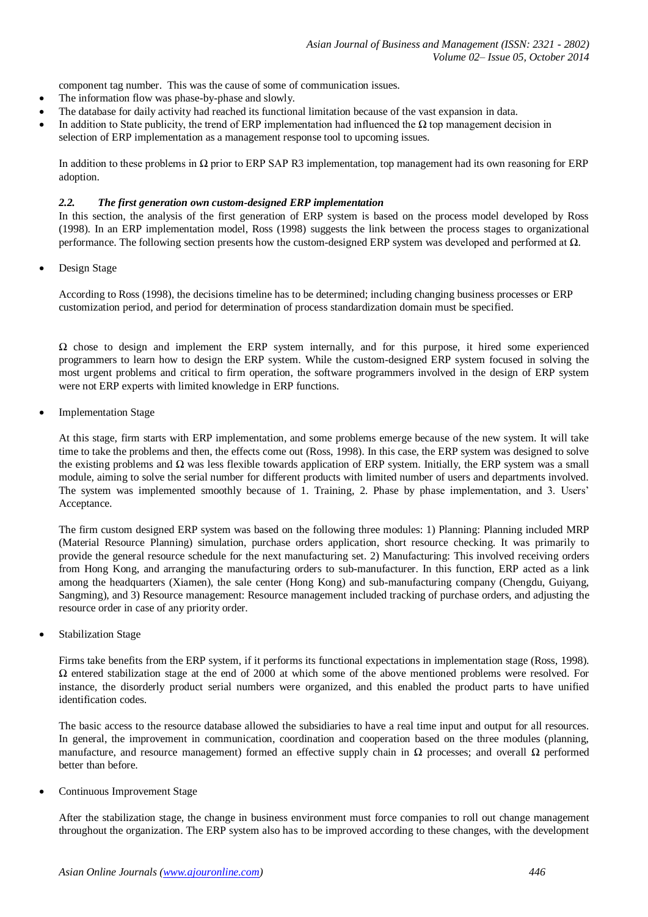component tag number. This was the cause of some of communication issues.

- The information flow was phase-by-phase and slowly.
- The database for daily activity had reached its functional limitation because of the vast expansion in data.
- In addition to State publicity, the trend of ERP implementation had influenced the Ω top management decision in selection of ERP implementation as a management response tool to upcoming issues.

In addition to these problems in Ω prior to ERP SAP R3 implementation, top management had its own reasoning for ERP adoption.

### *2.2. The first generation own custom-designed ERP implementation*

In this section, the analysis of the first generation of ERP system is based on the process model developed by Ross (1998). In an ERP implementation model, Ross (1998) suggests the link between the process stages to organizational performance. The following section presents how the custom-designed ERP system was developed and performed at Ω.

- Design Stage

According to Ross (1998), the decisions timeline has to be determined; including changing business processes or ERP customization period, and period for determination of process standardization domain must be specified.

Ω chose to design and implement the ERP system internally, and for this purpose, it hired some experienced programmers to learn how to design the ERP system. While the custom-designed ERP system focused in solving the most urgent problems and critical to firm operation, the software programmers involved in the design of ERP system were not ERP experts with limited knowledge in ERP functions.

- Implementation Stage

At this stage, firm starts with ERP implementation, and some problems emerge because of the new system. It will take time to take the problems and then, the effects come out (Ross, 1998). In this case, the ERP system was designed to solve the existing problems and Ω was less flexible towards application of ERP system. Initially, the ERP system was a small module, aiming to solve the serial number for different products with limited number of users and departments involved. The system was implemented smoothly because of 1. Training, 2. Phase by phase implementation, and 3. Users' Acceptance.

The firm custom designed ERP system was based on the following three modules: 1) Planning: Planning included MRP (Material Resource Planning) simulation, purchase orders application, short resource checking. It was primarily to provide the general resource schedule for the next manufacturing set. 2) Manufacturing: This involved receiving orders from Hong Kong, and arranging the manufacturing orders to sub-manufacturer. In this function, ERP acted as a link among the headquarters (Xiamen), the sale center (Hong Kong) and sub-manufacturing company (Chengdu, Guiyang, Sangming), and 3) Resource management: Resource management included tracking of purchase orders, and adjusting the resource order in case of any priority order.

- Stabilization Stage

Firms take benefits from the ERP system, if it performs its functional expectations in implementation stage (Ross, 1998). Ω entered stabilization stage at the end of 2000 at which some of the above mentioned problems were resolved. For instance, the disorderly product serial numbers were organized, and this enabled the product parts to have unified identification codes.

The basic access to the resource database allowed the subsidiaries to have a real time input and output for all resources. In general, the improvement in communication, coordination and cooperation based on the three modules (planning, manufacture, and resource management) formed an effective supply chain in Ω processes; and overall Ω performed better than before.

- Continuous Improvement Stage

After the stabilization stage, the change in business environment must force companies to roll out change management throughout the organization. The ERP system also has to be improved according to these changes, with the development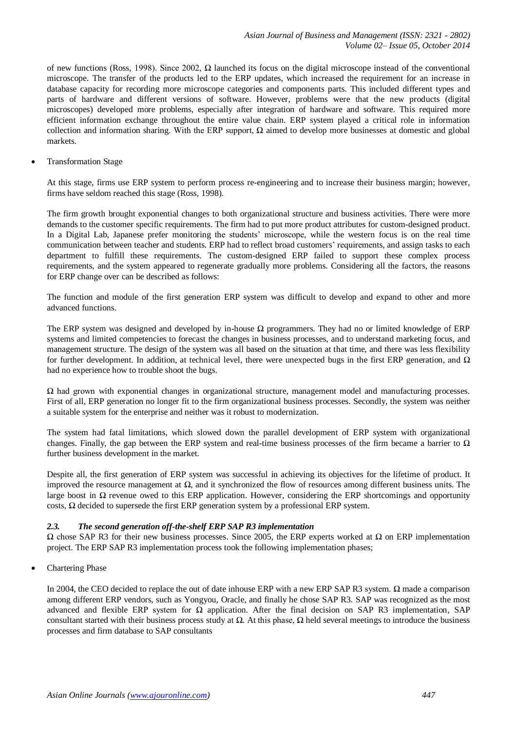of new functions (Ross, 1998). Since 2002, Ω launched its focus on the digital microscope instead of the conventional microscope. The transfer of the products led to the ERP updates, which increased the requirement for an increase in database capacity for recording more microscope categories and components parts. This included different types and parts of hardware and different versions of software. However, problems were that the new products (digital microscopes) developed more problems, especially after integration of hardware and software. This required more efficient information exchange throughout the entire value chain. ERP system played a critical role in information collection and information sharing. With the ERP support, Ω aimed to develop more businesses at domestic and global markets.

- Transformation Stage

At this stage, firms use ERP system to perform process re-engineering and to increase their business margin; however, firms have seldom reached this stage (Ross, 1998).

The firm growth brought exponential changes to both organizational structure and business activities. There were more demands to the customer specific requirements. The firm had to put more product attributes for custom-designed product. In a Digital Lab, Japanese prefer monitoring the students' microscope, while the western focus is on the real time communication between teacher and students. ERP had to reflect broad customers' requirements, and assign tasks to each department to fulfill these requirements. The custom-designed ERP failed to support these complex process requirements, and the system appeared to regenerate gradually more problems. Considering all the factors, the reasons for ERP change over can be described as follows:

The function and module of the first generation ERP system was difficult to develop and expand to other and more advanced functions.

The ERP system was designed and developed by in-house Ω programmers. They had no or limited knowledge of ERP systems and limited competencies to forecast the changes in business processes, and to understand marketing focus, and management structure. The design of the system was all based on the situation at that time, and there was less flexibility for further development. In addition, at technical level, there were unexpected bugs in the first ERP generation, and Ω had no experience how to trouble shoot the bugs.

Ω had grown with exponential changes in organizational structure, management model and manufacturing processes. First of all, ERP generation no longer fit to the firm organizational business processes. Secondly, the system was neither a suitable system for the enterprise and neither was it robust to modernization.

The system had fatal limitations, which slowed down the parallel development of ERP system with organizational changes. Finally, the gap between the ERP system and real-time business processes of the firm became a barrier to Ω further business development in the market.

Despite all, the first generation of ERP system was successful in achieving its objectives for the lifetime of product. It improved the resource management at Ω, and it synchronized the flow of resources among different business units. The large boost in Ω revenue owed to this ERP application. However, considering the ERP shortcomings and opportunity costs, Ω decided to supersede the first ERP generation system by a professional ERP system.

### *2.3. The second generation off-the-shelf ERP SAP R3 implementation*

Ω chose SAP R3 for their new business processes. Since 2005, the ERP experts worked at Ω on ERP implementation project. The ERP SAP R3 implementation process took the following implementation phases;

- Chartering Phase

In 2004, the CEO decided to replace the out of date inhouse ERP with a new ERP SAP R3 system. Ω made a comparison among different ERP vendors, such as Yongyou, Oracle, and finally he chose SAP R3. SAP was recognized as the most advanced and flexible ERP system for Ω application. After the final decision on SAP R3 implementation, SAP consultant started with their business process study at Ω. At this phase, Ω held several meetings to introduce the business processes and firm database to SAP consultants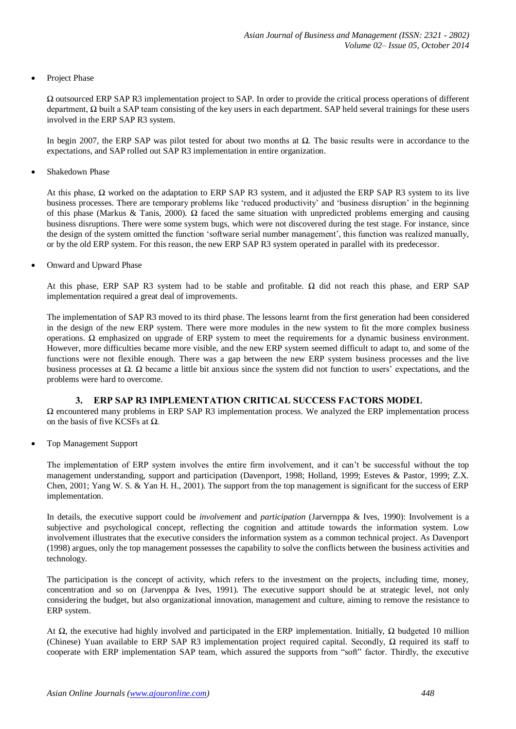- Project Phase

  Ω outsourced ERP SAP R3 implementation project to SAP. In order to provide the critical process operations of different department, Ω built a SAP team consisting of the key users in each department. SAP held several trainings for these users involved in the ERP SAP R3 system.

  In begin 2007, the ERP SAP was pilot tested for about two months at Ω. The basic results were in accordance to the expectations, and SAP rolled out SAP R3 implementation in entire organization.

- Shakedown Phase

  At this phase, Ω worked on the adaptation to ERP SAP R3 system, and it adjusted the ERP SAP R3 system to its live business processes. There are temporary problems like 'reduced productivity' and 'business disruption' in the beginning of this phase (Markus & Tanis, 2000). Ω faced the same situation with unpredicted problems emerging and causing business disruptions. There were some system bugs, which were not discovered during the test stage. For instance, since the design of the system omitted the function 'software serial number management', this function was realized manually, or by the old ERP system. For this reason, the new ERP SAP R3 system operated in parallel with its predecessor.

- Onward and Upward Phase

  At this phase, ERP SAP R3 system had to be stable and profitable. Ω did not reach this phase, and ERP SAP implementation required a great deal of improvements.

  The implementation of SAP R3 moved to its third phase. The lessons learnt from the first generation had been considered in the design of the new ERP system. There were more modules in the new system to fit the more complex business operations. Ω emphasized on upgrade of ERP system to meet the requirements for a dynamic business environment. However, more difficulties became more visible, and the new ERP system seemed difficult to adapt to, and some of the functions were not flexible enough. There was a gap between the new ERP system business processes and the live business processes at Ω. Ω became a little bit anxious since the system did not function to users' expectations, and the problems were hard to overcome.

## 3. ERP SAP R3 IMPLEMENTATION CRITICAL SUCCESS FACTORS MODEL

Ω encountered many problems in ERP SAP R3 implementation process. We analyzed the ERP implementation process on the basis of five KCSFs at Ω.

- Top Management Support

  The implementation of ERP system involves the entire firm involvement, and it can't be successful without the top management understanding, support and participation (Davenport, 1998; Holland, 1999; Esteves & Pastor, 1999; Z.X. Chen, 2001; Yang W. S. & Yan H. H., 2001). The support from the top management is significant for the success of ERP implementation.

  In details, the executive support could be *involvement* and *participation* (Jarvernppa & Ives, 1990): Involvement is a subjective and psychological concept, reflecting the cognition and attitude towards the information system. Low involvement illustrates that the executive considers the information system as a common technical project. As Davenport (1998) argues, only the top management possesses the capability to solve the conflicts between the business activities and technology.

  The participation is the concept of activity, which refers to the investment on the projects, including time, money, concentration and so on (Jarvenppa & Ives, 1991). The executive support should be at strategic level, not only considering the budget, but also organizational innovation, management and culture, aiming to remove the resistance to ERP system.

  At Ω, the executive had highly involved and participated in the ERP implementation. Initially, Ω budgeted 10 million (Chinese) Yuan available to ERP SAP R3 implementation project required capital. Secondly, Ω required its staff to cooperate with ERP implementation SAP team, which assured the supports from "soft" factor. Thirdly, the executive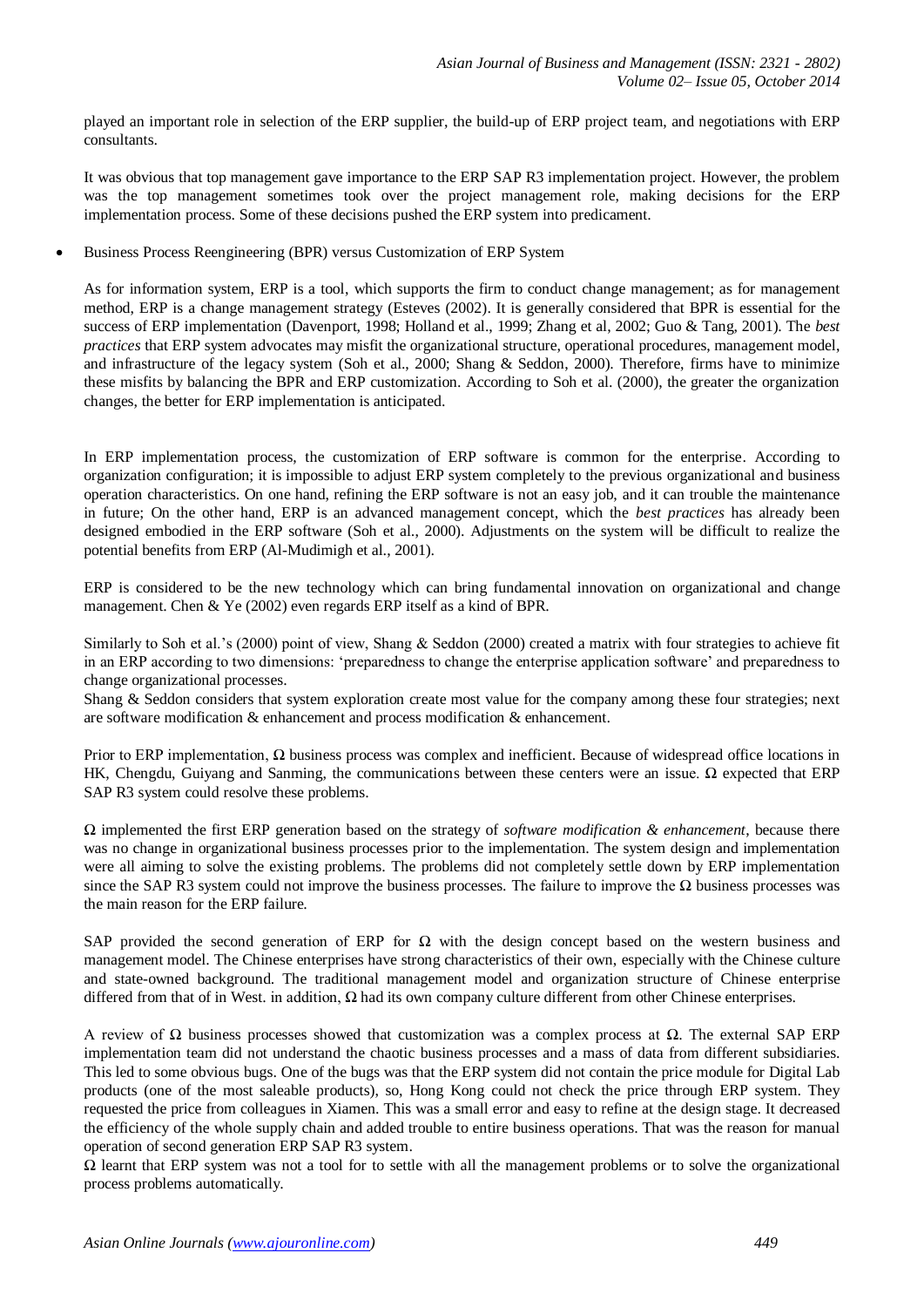played an important role in selection of the ERP supplier, the build-up of ERP project team, and negotiations with ERP consultants.

It was obvious that top management gave importance to the ERP SAP R3 implementation project. However, the problem was the top management sometimes took over the project management role, making decisions for the ERP implementation process. Some of these decisions pushed the ERP system into predicament.

- Business Process Reengineering (BPR) versus Customization of ERP System

As for information system, ERP is a tool, which supports the firm to conduct change management; as for management method, ERP is a change management strategy (Esteves (2002). It is generally considered that BPR is essential for the success of ERP implementation (Davenport, 1998; Holland et al., 1999; Zhang et al, 2002; Guo & Tang, 2001). The *best practices* that ERP system advocates may misfit the organizational structure, operational procedures, management model, and infrastructure of the legacy system (Soh et al., 2000; Shang & Seddon, 2000). Therefore, firms have to minimize these misfits by balancing the BPR and ERP customization. According to Soh et al. (2000), the greater the organization changes, the better for ERP implementation is anticipated.

In ERP implementation process, the customization of ERP software is common for the enterprise. According to organization configuration; it is impossible to adjust ERP system completely to the previous organizational and business operation characteristics. On one hand, refining the ERP software is not an easy job, and it can trouble the maintenance in future; On the other hand, ERP is an advanced management concept, which the *best practices* has already been designed embodied in the ERP software (Soh et al., 2000). Adjustments on the system will be difficult to realize the potential benefits from ERP (Al-Mudimigh et al., 2001).

ERP is considered to be the new technology which can bring fundamental innovation on organizational and change management. Chen & Ye (2002) even regards ERP itself as a kind of BPR.

Similarly to Soh et al.'s (2000) point of view, Shang & Seddon (2000) created a matrix with four strategies to achieve fit in an ERP according to two dimensions: 'preparedness to change the enterprise application software' and preparedness to change organizational processes.
Shang & Seddon considers that system exploration create most value for the company among these four strategies; next are software modification & enhancement and process modification & enhancement.

Prior to ERP implementation, Ω business process was complex and inefficient. Because of widespread office locations in HK, Chengdu, Guiyang and Sanming, the communications between these centers were an issue. Ω expected that ERP SAP R3 system could resolve these problems.

Ω implemented the first ERP generation based on the strategy of *software modification & enhancement*, because there was no change in organizational business processes prior to the implementation. The system design and implementation were all aiming to solve the existing problems. The problems did not completely settle down by ERP implementation since the SAP R3 system could not improve the business processes. The failure to improve the Ω business processes was the main reason for the ERP failure.

SAP provided the second generation of ERP for Ω with the design concept based on the western business and management model. The Chinese enterprises have strong characteristics of their own, especially with the Chinese culture and state-owned background. The traditional management model and organization structure of Chinese enterprise differed from that of in West. in addition, Ω had its own company culture different from other Chinese enterprises.

A review of Ω business processes showed that customization was a complex process at Ω. The external SAP ERP implementation team did not understand the chaotic business processes and a mass of data from different subsidiaries. This led to some obvious bugs. One of the bugs was that the ERP system did not contain the price module for Digital Lab products (one of the most saleable products), so, Hong Kong could not check the price through ERP system. They requested the price from colleagues in Xiamen. This was a small error and easy to refine at the design stage. It decreased the efficiency of the whole supply chain and added trouble to entire business operations. That was the reason for manual operation of second generation ERP SAP R3 system.
Ω learnt that ERP system was not a tool for to settle with all the management problems or to solve the organizational process problems automatically.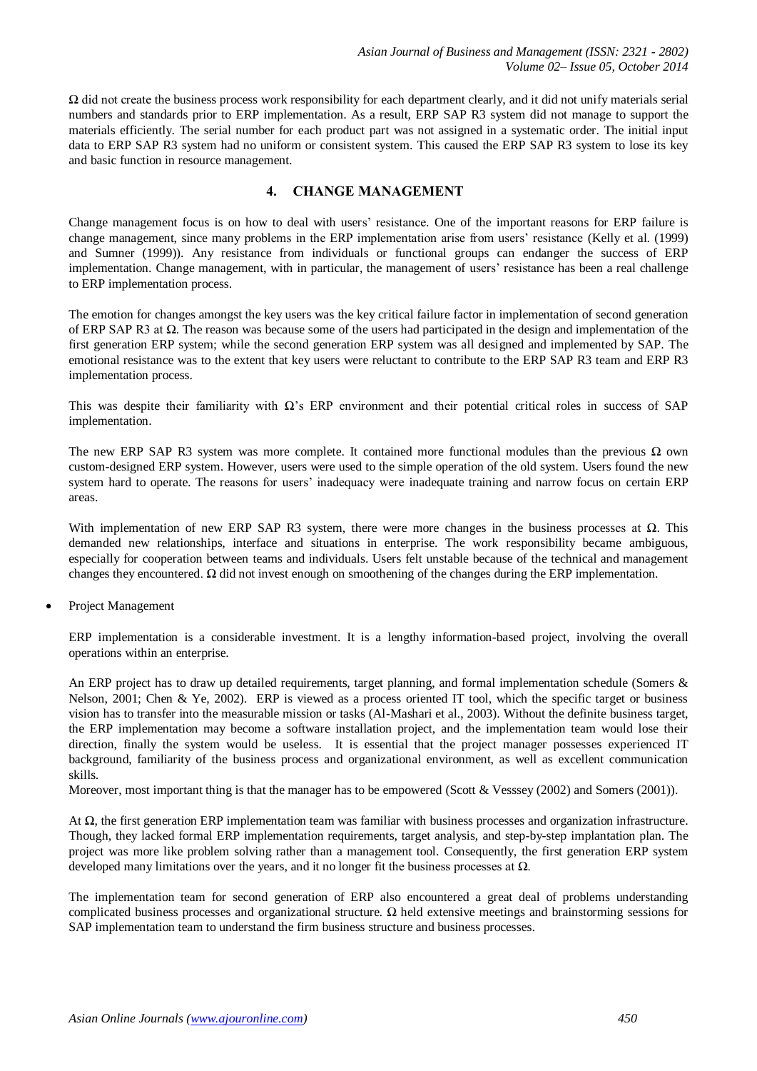Ω did not create the business process work responsibility for each department clearly, and it did not unify materials serial numbers and standards prior to ERP implementation. As a result, ERP SAP R3 system did not manage to support the materials efficiently. The serial number for each product part was not assigned in a systematic order. The initial input data to ERP SAP R3 system had no uniform or consistent system. This caused the ERP SAP R3 system to lose its key and basic function in resource management.

## 4. CHANGE MANAGEMENT

Change management focus is on how to deal with users' resistance. One of the important reasons for ERP failure is change management, since many problems in the ERP implementation arise from users' resistance (Kelly et al. (1999) and Sumner (1999)). Any resistance from individuals or functional groups can endanger the success of ERP implementation. Change management, with in particular, the management of users' resistance has been a real challenge to ERP implementation process.

The emotion for changes amongst the key users was the key critical failure factor in implementation of second generation of ERP SAP R3 at Ω. The reason was because some of the users had participated in the design and implementation of the first generation ERP system; while the second generation ERP system was all designed and implemented by SAP. The emotional resistance was to the extent that key users were reluctant to contribute to the ERP SAP R3 team and ERP R3 implementation process.

This was despite their familiarity with Ω's ERP environment and their potential critical roles in success of SAP implementation.

The new ERP SAP R3 system was more complete. It contained more functional modules than the previous Ω own custom-designed ERP system. However, users were used to the simple operation of the old system. Users found the new system hard to operate. The reasons for users' inadequacy were inadequate training and narrow focus on certain ERP areas.

With implementation of new ERP SAP R3 system, there were more changes in the business processes at Ω. This demanded new relationships, interface and situations in enterprise. The work responsibility became ambiguous, especially for cooperation between teams and individuals. Users felt unstable because of the technical and management changes they encountered. Ω did not invest enough on smoothening of the changes during the ERP implementation.

- Project Management

ERP implementation is a considerable investment. It is a lengthy information-based project, involving the overall operations within an enterprise.

An ERP project has to draw up detailed requirements, target planning, and formal implementation schedule (Somers & Nelson, 2001; Chen & Ye, 2002). ERP is viewed as a process oriented IT tool, which the specific target or business vision has to transfer into the measurable mission or tasks (Al-Mashari et al., 2003). Without the definite business target, the ERP implementation may become a software installation project, and the implementation team would lose their direction, finally the system would be useless. It is essential that the project manager possesses experienced IT background, familiarity of the business process and organizational environment, as well as excellent communication skills.
Moreover, most important thing is that the manager has to be empowered (Scott & Vesssey (2002) and Somers (2001)).

At Ω, the first generation ERP implementation team was familiar with business processes and organization infrastructure. Though, they lacked formal ERP implementation requirements, target analysis, and step-by-step implantation plan. The project was more like problem solving rather than a management tool. Consequently, the first generation ERP system developed many limitations over the years, and it no longer fit the business processes at Ω.

The implementation team for second generation of ERP also encountered a great deal of problems understanding complicated business processes and organizational structure. Ω held extensive meetings and brainstorming sessions for SAP implementation team to understand the firm business structure and business processes.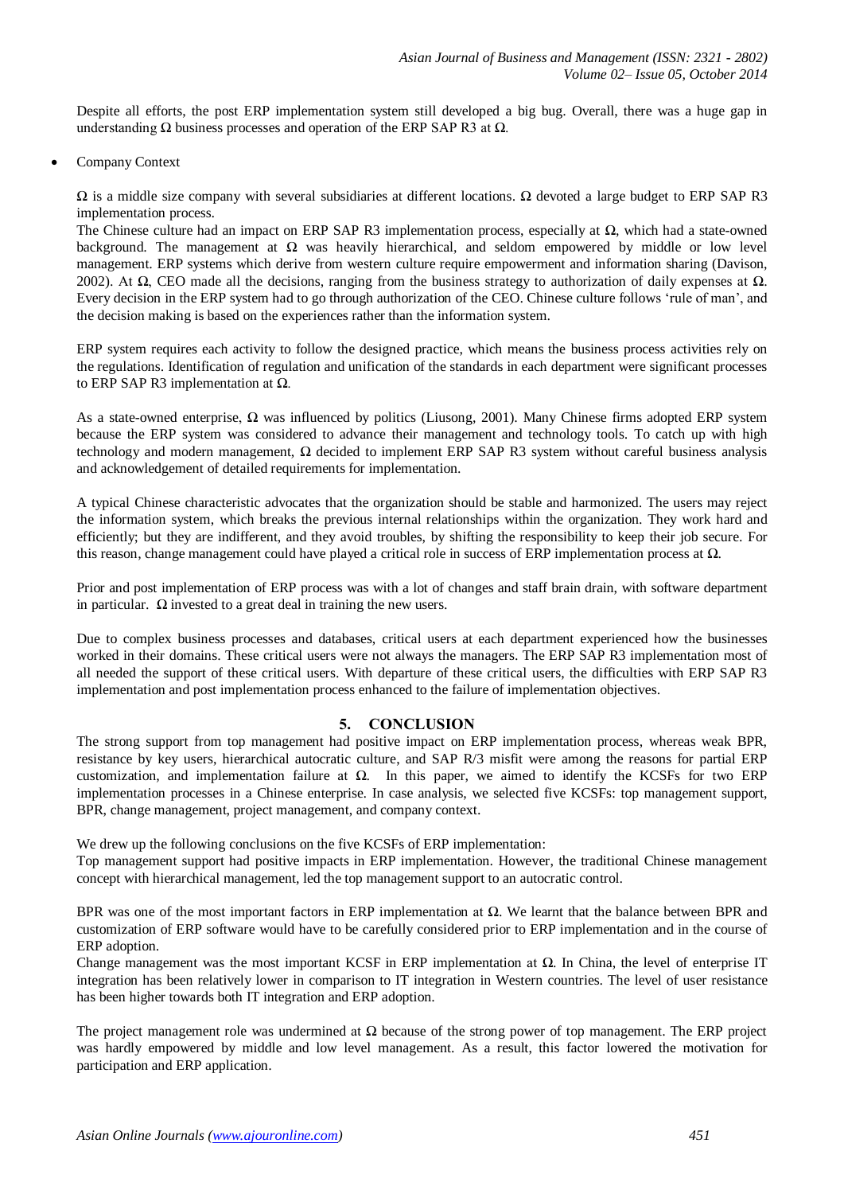Despite all efforts, the post ERP implementation system still developed a big bug. Overall, there was a huge gap in understanding Ω business processes and operation of the ERP SAP R3 at Ω.

- Company Context

Ω is a middle size company with several subsidiaries at different locations. Ω devoted a large budget to ERP SAP R3 implementation process.

The Chinese culture had an impact on ERP SAP R3 implementation process, especially at Ω, which had a state-owned background. The management at Ω was heavily hierarchical, and seldom empowered by middle or low level management. ERP systems which derive from western culture require empowerment and information sharing (Davison, 2002). At Ω, CEO made all the decisions, ranging from the business strategy to authorization of daily expenses at Ω. Every decision in the ERP system had to go through authorization of the CEO. Chinese culture follows 'rule of man', and the decision making is based on the experiences rather than the information system.

ERP system requires each activity to follow the designed practice, which means the business process activities rely on the regulations. Identification of regulation and unification of the standards in each department were significant processes to ERP SAP R3 implementation at Ω.

As a state-owned enterprise, Ω was influenced by politics (Liusong, 2001). Many Chinese firms adopted ERP system because the ERP system was considered to advance their management and technology tools. To catch up with high technology and modern management, Ω decided to implement ERP SAP R3 system without careful business analysis and acknowledgement of detailed requirements for implementation.

A typical Chinese characteristic advocates that the organization should be stable and harmonized. The users may reject the information system, which breaks the previous internal relationships within the organization. They work hard and efficiently; but they are indifferent, and they avoid troubles, by shifting the responsibility to keep their job secure. For this reason, change management could have played a critical role in success of ERP implementation process at Ω.

Prior and post implementation of ERP process was with a lot of changes and staff brain drain, with software department in particular. Ω invested to a great deal in training the new users.

Due to complex business processes and databases, critical users at each department experienced how the businesses worked in their domains. These critical users were not always the managers. The ERP SAP R3 implementation most of all needed the support of these critical users. With departure of these critical users, the difficulties with ERP SAP R3 implementation and post implementation process enhanced to the failure of implementation objectives.

## 5. CONCLUSION

The strong support from top management had positive impact on ERP implementation process, whereas weak BPR, resistance by key users, hierarchical autocratic culture, and SAP R/3 misfit were among the reasons for partial ERP customization, and implementation failure at Ω. In this paper, we aimed to identify the KCSFs for two ERP implementation processes in a Chinese enterprise. In case analysis, we selected five KCSFs: top management support, BPR, change management, project management, and company context.

We drew up the following conclusions on the five KCSFs of ERP implementation:

Top management support had positive impacts in ERP implementation. However, the traditional Chinese management concept with hierarchical management, led the top management support to an autocratic control.

BPR was one of the most important factors in ERP implementation at Ω. We learnt that the balance between BPR and customization of ERP software would have to be carefully considered prior to ERP implementation and in the course of ERP adoption.

Change management was the most important KCSF in ERP implementation at Ω. In China, the level of enterprise IT integration has been relatively lower in comparison to IT integration in Western countries. The level of user resistance has been higher towards both IT integration and ERP adoption.

The project management role was undermined at Ω because of the strong power of top management. The ERP project was hardly empowered by middle and low level management. As a result, this factor lowered the motivation for participation and ERP application.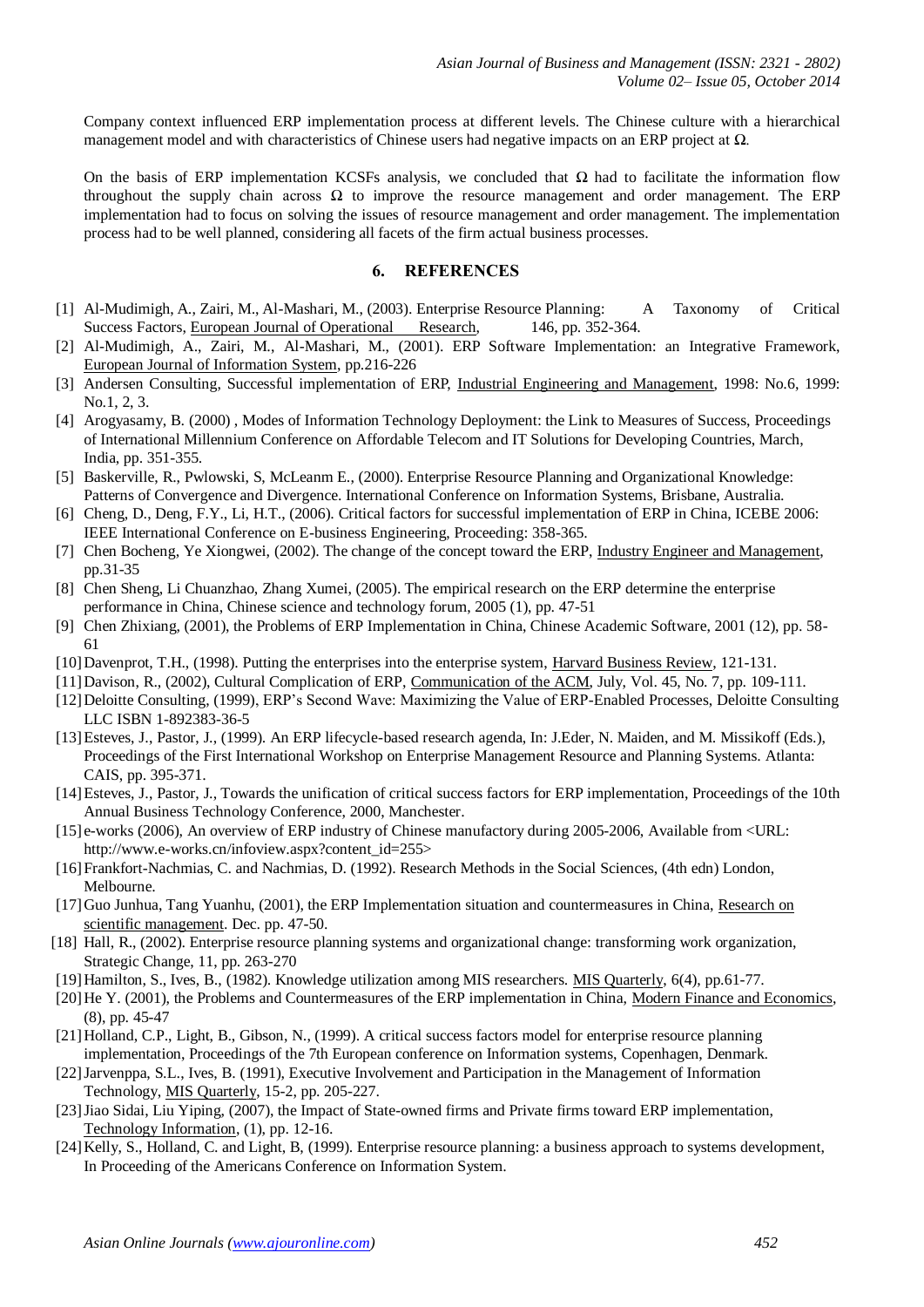Company context influenced ERP implementation process at different levels. The Chinese culture with a hierarchical management model and with characteristics of Chinese users had negative impacts on an ERP project at Ω.

On the basis of ERP implementation KCSFs analysis, we concluded that Ω had to facilitate the information flow throughout the supply chain across Ω to improve the resource management and order management. The ERP implementation had to focus on solving the issues of resource management and order management. The implementation process had to be well planned, considering all facets of the firm actual business processes.

## 6. REFERENCES

[1] Al-Mudimigh, A., Zairi, M., Al-Mashari, M., (2003). Enterprise Resource Planning: A Taxonomy of Critical Success Factors, European Journal of Operational Research, 146, pp. 352-364.

[2] Al-Mudimigh, A., Zairi, M., Al-Mashari, M., (2001). ERP Software Implementation: an Integrative Framework, European Journal of Information System, pp.216-226

[3] Andersen Consulting, Successful implementation of ERP, Industrial Engineering and Management, 1998: No.6, 1999: No.1, 2, 3.

[4] Arogyasamy, B. (2000) , Modes of Information Technology Deployment: the Link to Measures of Success, Proceedings of International Millennium Conference on Affordable Telecom and IT Solutions for Developing Countries, March, India, pp. 351-355.

[5] Baskerville, R., Pwlowski, S, McLeanm E., (2000). Enterprise Resource Planning and Organizational Knowledge: Patterns of Convergence and Divergence. International Conference on Information Systems, Brisbane, Australia.

[6] Cheng, D., Deng, F.Y., Li, H.T., (2006). Critical factors for successful implementation of ERP in China, ICEBE 2006: IEEE International Conference on E-business Engineering, Proceeding: 358-365.

[7] Chen Bocheng, Ye Xiongwei, (2002). The change of the concept toward the ERP, Industry Engineer and Management, pp.31-35

[8] Chen Sheng, Li Chuanzhao, Zhang Xumei, (2005). The empirical research on the ERP determine the enterprise performance in China, Chinese science and technology forum, 2005 (1), pp. 47-51

[9] Chen Zhixiang, (2001), the Problems of ERP Implementation in China, Chinese Academic Software, 2001 (12), pp. 58-61

[10] Davenprot, T.H., (1998). Putting the enterprises into the enterprise system, Harvard Business Review, 121-131.

[11] Davison, R., (2002), Cultural Complication of ERP, Communication of the ACM, July, Vol. 45, No. 7, pp. 109-111.

[12] Deloitte Consulting, (1999), ERP's Second Wave: Maximizing the Value of ERP-Enabled Processes, Deloitte Consulting LLC ISBN 1-892383-36-5

[13] Esteves, J., Pastor, J., (1999). An ERP lifecycle-based research agenda, In: J.Eder, N. Maiden, and M. Missikoff (Eds.), Proceedings of the First International Workshop on Enterprise Management Resource and Planning Systems. Atlanta: CAIS, pp. 395-371.

[14] Esteves, J., Pastor, J., Towards the unification of critical success factors for ERP implementation, Proceedings of the 10th Annual Business Technology Conference, 2000, Manchester.

[15] e-works (2006), An overview of ERP industry of Chinese manufactory during 2005-2006, Available from <URL: http://www.e-works.cn/infoview.aspx?content_id=255>

[16] Frankfort-Nachmias, C. and Nachmias, D. (1992). Research Methods in the Social Sciences, (4th edn) London, Melbourne.

[17] Guo Junhua, Tang Yuanhu, (2001), the ERP Implementation situation and countermeasures in China, Research on scientific management. Dec. pp. 47-50.

[18] Hall, R., (2002). Enterprise resource planning systems and organizational change: transforming work organization, Strategic Change, 11, pp. 263-270

[19] Hamilton, S., Ives, B., (1982). Knowledge utilization among MIS researchers. MIS Quarterly, 6(4), pp.61-77.

[20] He Y. (2001), the Problems and Countermeasures of the ERP implementation in China, Modern Finance and Economics, (8), pp. 45-47

[21] Holland, C.P., Light, B., Gibson, N., (1999). A critical success factors model for enterprise resource planning implementation, Proceedings of the 7th European conference on Information systems, Copenhagen, Denmark.

[22] Jarvenppa, S.L., Ives, B. (1991), Executive Involvement and Participation in the Management of Information Technology, MIS Quarterly, 15-2, pp. 205-227.

[23] Jiao Sidai, Liu Yiping, (2007), the Impact of State-owned firms and Private firms toward ERP implementation, Technology Information, (1), pp. 12-16.

[24] Kelly, S., Holland, C. and Light, B, (1999). Enterprise resource planning: a business approach to systems development, In Proceeding of the Americans Conference on Information System.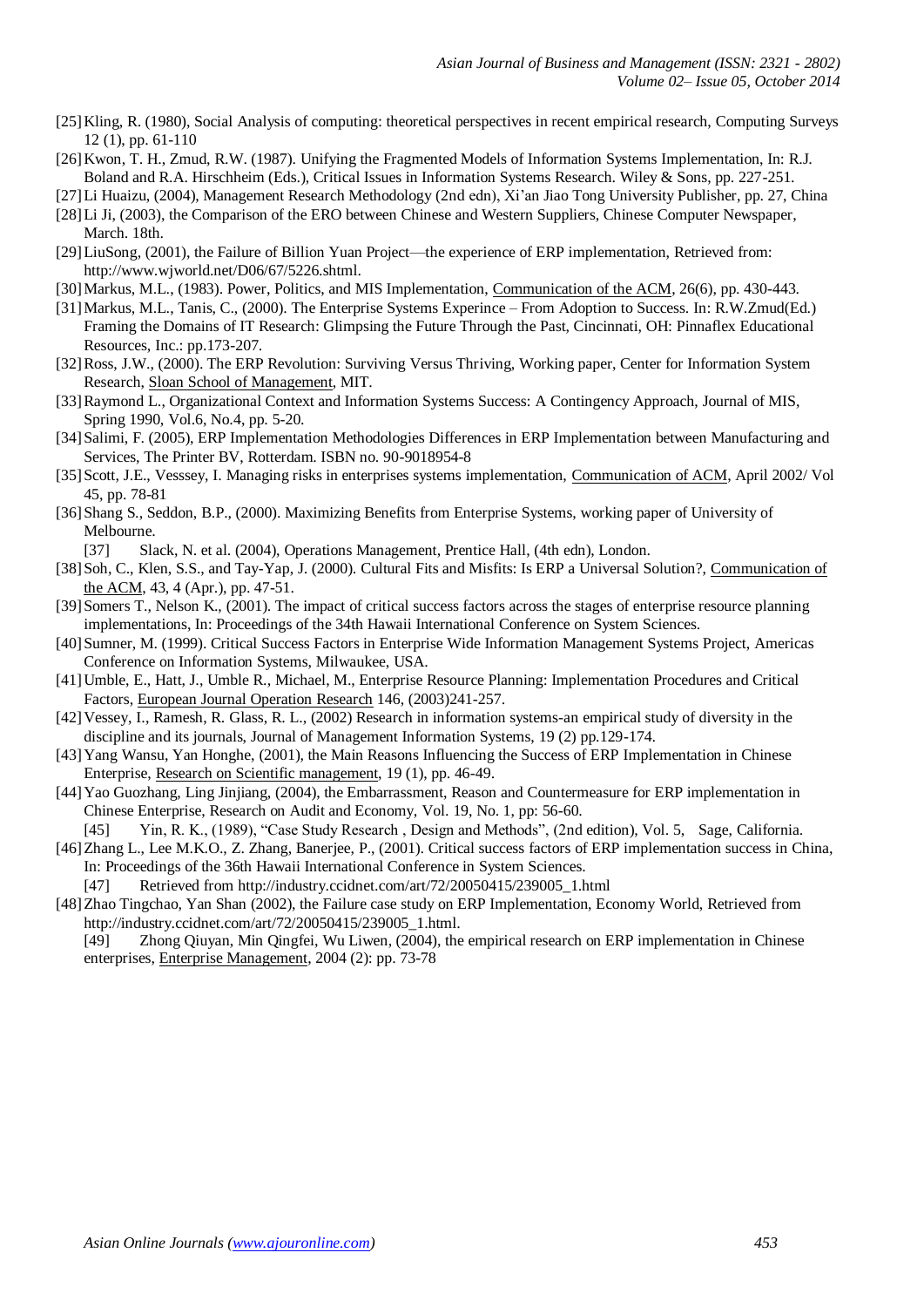[25] Kling, R. (1980), Social Analysis of computing: theoretical perspectives in recent empirical research, Computing Surveys 12 (1), pp. 61-110

[26] Kwon, T. H., Zmud, R.W. (1987). Unifying the Fragmented Models of Information Systems Implementation, In: R.J. Boland and R.A. Hirschheim (Eds.), Critical Issues in Information Systems Research. Wiley & Sons, pp. 227-251.

[27] Li Huaizu, (2004), Management Research Methodology (2nd edn), Xi'an Jiao Tong University Publisher, pp. 27, China

[28] Li Ji, (2003), the Comparison of the ERO between Chinese and Western Suppliers, Chinese Computer Newspaper, March. 18th.

[29] LiuSong, (2001), the Failure of Billion Yuan Project—the experience of ERP implementation, Retrieved from: http://www.wjworld.net/D06/67/5226.shtml.

[30] Markus, M.L., (1983). Power, Politics, and MIS Implementation, Communication of the ACM, 26(6), pp. 430-443.

[31] Markus, M.L., Tanis, C., (2000). The Enterprise Systems Experince – From Adoption to Success. In: R.W.Zmud(Ed.) Framing the Domains of IT Research: Glimpsing the Future Through the Past, Cincinnati, OH: Pinnaflex Educational Resources, Inc.: pp.173-207.

[32] Ross, J.W., (2000). The ERP Revolution: Surviving Versus Thriving, Working paper, Center for Information System Research, Sloan School of Management, MIT.

[33] Raymond L., Organizational Context and Information Systems Success: A Contingency Approach, Journal of MIS, Spring 1990, Vol.6, No.4, pp. 5-20.

[34] Salimi, F. (2005), ERP Implementation Methodologies Differences in ERP Implementation between Manufacturing and Services, The Printer BV, Rotterdam. ISBN no. 90-9018954-8

[35] Scott, J.E., Vesssey, I. Managing risks in enterprises systems implementation, Communication of ACM, April 2002/ Vol 45, pp. 78-81

[36] Shang S., Seddon, B.P., (2000). Maximizing Benefits from Enterprise Systems, working paper of University of Melbourne.

[37] Slack, N. et al. (2004), Operations Management, Prentice Hall, (4th edn), London.

[38] Soh, C., Klen, S.S., and Tay-Yap, J. (2000). Cultural Fits and Misfits: Is ERP a Universal Solution?, Communication of the ACM, 43, 4 (Apr.), pp. 47-51.

[39] Somers T., Nelson K., (2001). The impact of critical success factors across the stages of enterprise resource planning implementations, In: Proceedings of the 34th Hawaii International Conference on System Sciences.

[40] Sumner, M. (1999). Critical Success Factors in Enterprise Wide Information Management Systems Project, Americas Conference on Information Systems, Milwaukee, USA.

[41] Umble, E., Hatt, J., Umble R., Michael, M., Enterprise Resource Planning: Implementation Procedures and Critical Factors, European Journal Operation Research 146, (2003)241-257.

[42] Vessey, I., Ramesh, R. Glass, R. L., (2002) Research in information systems-an empirical study of diversity in the discipline and its journals, Journal of Management Information Systems, 19 (2) pp.129-174.

[43] Yang Wansu, Yan Honghe, (2001), the Main Reasons Influencing the Success of ERP Implementation in Chinese Enterprise, Research on Scientific management, 19 (1), pp. 46-49.

[44] Yao Guozhang, Ling Jinjiang, (2004), the Embarrassment, Reason and Countermeasure for ERP implementation in Chinese Enterprise, Research on Audit and Economy, Vol. 19, No. 1, pp: 56-60.

[45] Yin, R. K., (1989), "Case Study Research , Design and Methods", (2nd edition), Vol. 5, Sage, California.

[46] Zhang L., Lee M.K.O., Z. Zhang, Banerjee, P., (2001). Critical success factors of ERP implementation success in China, In: Proceedings of the 36th Hawaii International Conference in System Sciences.

[47] Retrieved from http://industry.ccidnet.com/art/72/20050415/239005_1.html

[48] Zhao Tingchao, Yan Shan (2002), the Failure case study on ERP Implementation, Economy World, Retrieved from http://industry.ccidnet.com/art/72/20050415/239005_1.html.

[49] Zhong Qiuyan, Min Qingfei, Wu Liwen, (2004), the empirical research on ERP implementation in Chinese enterprises, Enterprise Management, 2004 (2): pp. 73-78